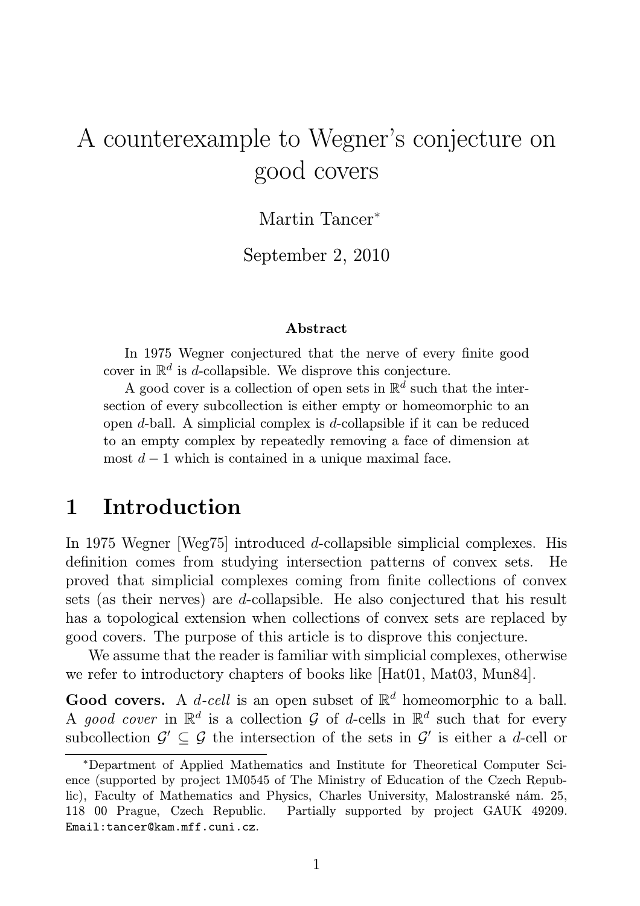# A counterexample to Wegner's conjecture on good covers

Martin Tancer*

September 2, 2010

### Abstract

In 1975 Wegner conjectured that the nerve of every finite good cover in $\mathbb{R}^d$ is $d$-collapsible. We disprove this conjecture.

A good cover is a collection of open sets in $\mathbb{R}^d$ such that the intersection of every subcollection is either empty or homeomorphic to an open $d$-ball. A simplicial complex is $d$-collapsible if it can be reduced to an empty complex by repeatedly removing a face of dimension at most $d-1$ which is contained in a unique maximal face.

## 1 Introduction

In 1975 Wegner [Weg75] introduced $d$-collapsible simplicial complexes. His definition comes from studying intersection patterns of convex sets. He proved that simplicial complexes coming from finite collections of convex sets (as their nerves) are $d$-collapsible. He also conjectured that his result has a topological extension when collections of convex sets are replaced by good covers. The purpose of this article is to disprove this conjecture.

We assume that the reader is familiar with simplicial complexes, otherwise we refer to introductory chapters of books like [Hat01, Mat03, Mun84].

**Good covers.** A *$d$-cell* is an open subset of $\mathbb{R}^d$ homeomorphic to a ball. A *good cover* in $\mathbb{R}^d$ is a collection $\mathcal{G}$ of $d$-cells in $\mathbb{R}^d$ such that for every subcollection $\mathcal{G}' \subseteq \mathcal{G}$ the intersection of the sets in $\mathcal{G}'$ is either a $d$-cell or

*Department of Applied Mathematics and Institute for Theoretical Computer Science (supported by project 1M0545 of The Ministry of Education of the Czech Republic), Faculty of Mathematics and Physics, Charles University, Malostranské nám. 25, 118 00 Prague, Czech Republic. Partially supported by project GAUK 49209. Email:tancer@kam.mff.cuni.cz.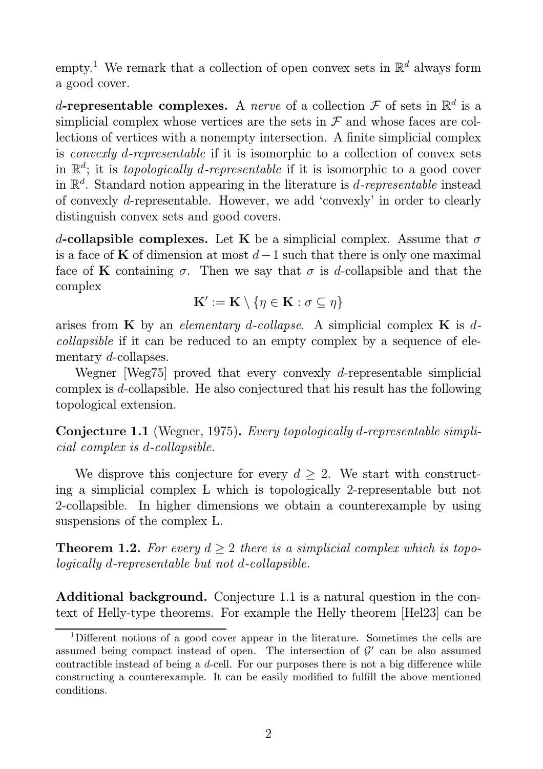empty.[1] We remark that a collection of open convex sets in $\mathbb{R}^d$ always form a good cover.

**$d$-representable complexes.** A *nerve* of a collection $\mathcal{F}$ of sets in $\mathbb{R}^d$ is a simplicial complex whose vertices are the sets in $\mathcal{F}$ and whose faces are collections of vertices with a nonempty intersection. A finite simplicial complex is *convexly $d$-representable* if it is isomorphic to a collection of convex sets in $\mathbb{R}^d$; it is *topologically $d$-representable* if it is isomorphic to a good cover in $\mathbb{R}^d$. Standard notion appearing in the literature is *$d$-representable* instead of convexly $d$-representable. However, we add 'convexly' in order to clearly distinguish convex sets and good covers.

**$d$-collapsible complexes.** Let $\mathbf{K}$ be a simplicial complex. Assume that $\sigma$ is a face of $\mathbf{K}$ of dimension at most $d-1$ such that there is only one maximal face of $\mathbf{K}$ containing $\sigma$. Then we say that $\sigma$ is $d$-collapsible and that the complex

$$\mathbf{K}' := \mathbf{K} \setminus \{\eta \in \mathbf{K} : \sigma \subseteq \eta\}$$

arises from $\mathbf{K}$ by an *elementary $d$-collapse*. A simplicial complex $\mathbf{K}$ is *$d$-collapsible* if it can be reduced to an empty complex by a sequence of elementary $d$-collapses.

Wegner [Weg75] proved that every convexly $d$-representable simplicial complex is $d$-collapsible. He also conjectured that his result has the following topological extension.

**Conjecture 1.1** (Wegner, 1975)**.** *Every topologically $d$-representable simplicial complex is $d$-collapsible.*

We disprove this conjecture for every $d \geq 2$. We start with constructing a simplicial complex Ł which is topologically 2-representable but not 2-collapsible. In higher dimensions we obtain a counterexample by using suspensions of the complex Ł.

**Theorem 1.2.** *For every $d \geq 2$ there is a simplicial complex which is topologically $d$-representable but not $d$-collapsible.*

**Additional background.** Conjecture 1.1 is a natural question in the context of Helly-type theorems. For example the Helly theorem [Hel23] can be

[1] Different notions of a good cover appear in the literature. Sometimes the cells are assumed being compact instead of open. The intersection of $\mathcal{G}'$ can be also assumed contractible instead of being a $d$-cell. For our purposes there is not a big difference while constructing a counterexample. It can be easily modified to fulfill the above mentioned conditions.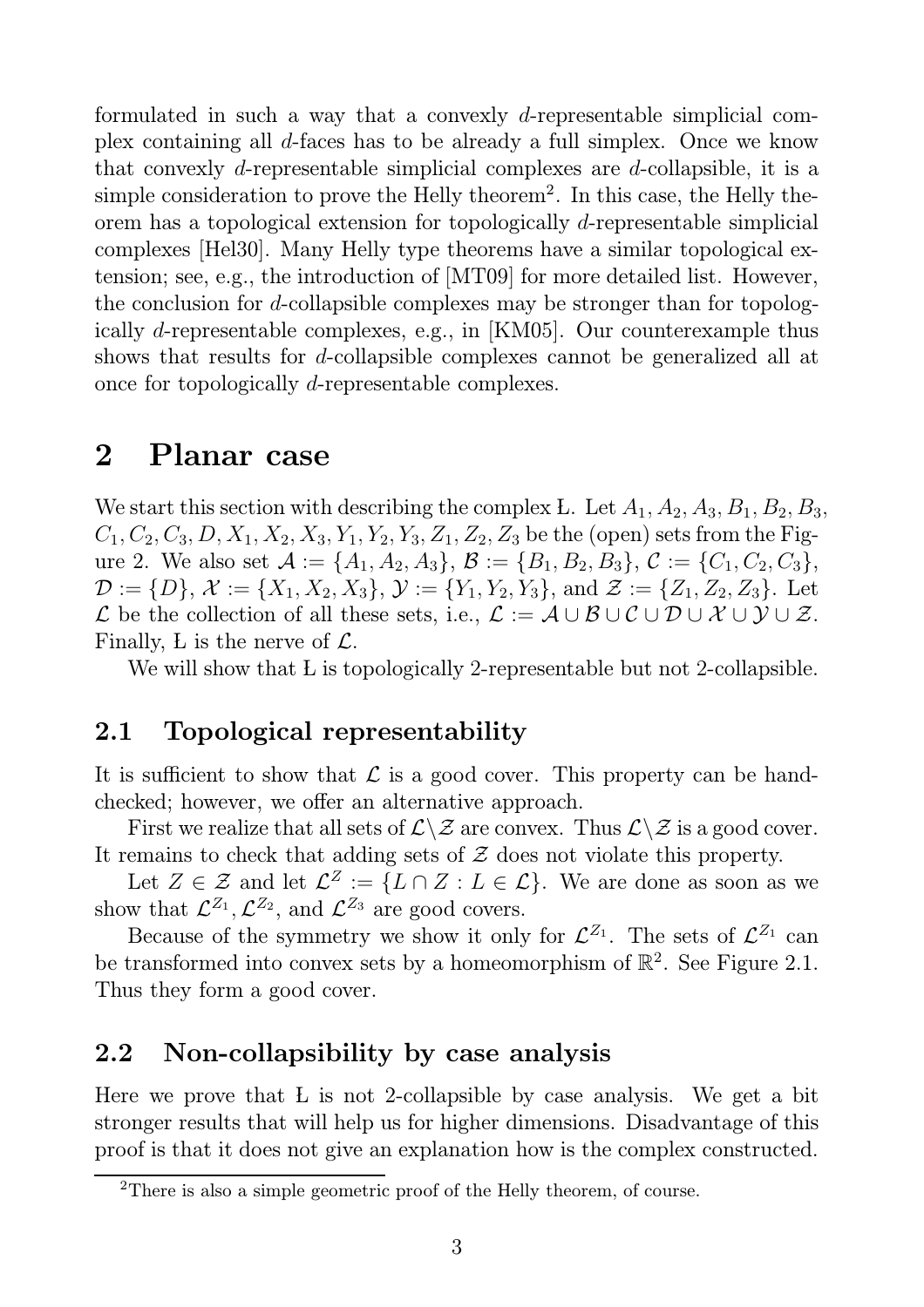formulated in such a way that a convexly $d$-representable simplicial complex containing all $d$-faces has to be already a full simplex. Once we know that convexly $d$-representable simplicial complexes are $d$-collapsible, it is a simple consideration to prove the Helly theorem[2]. In this case, the Helly theorem has a topological extension for topologically $d$-representable simplicial complexes [Hel30]. Many Helly type theorems have a similar topological extension; see, e.g., the introduction of [MT09] for more detailed list. However, the conclusion for $d$-collapsible complexes may be stronger than for topologically $d$-representable complexes, e.g., in [KM05]. Our counterexample thus shows that results for $d$-collapsible complexes cannot be generalized all at once for topologically $d$-representable complexes.

## 2 Planar case

We start this section with describing the complex Ł. Let $A_1, A_2, A_3, B_1, B_2, B_3, C_1, C_2, C_3, D, X_1, X_2, X_3, Y_1, Y_2, Y_3, Z_1, Z_2, Z_3$ be the (open) sets from the Figure 2. We also set $\mathcal{A} := \{A_1, A_2, A_3\}$, $\mathcal{B} := \{B_1, B_2, B_3\}$, $\mathcal{C} := \{C_1, C_2, C_3\}$, $\mathcal{D} := \{D\}$, $\mathcal{X} := \{X_1, X_2, X_3\}$, $\mathcal{Y} := \{Y_1, Y_2, Y_3\}$, and $\mathcal{Z} := \{Z_1, Z_2, Z_3\}$. Let $\mathcal{L}$ be the collection of all these sets, i.e., $\mathcal{L} := \mathcal{A} \cup \mathcal{B} \cup \mathcal{C} \cup \mathcal{D} \cup \mathcal{X} \cup \mathcal{Y} \cup \mathcal{Z}$. Finally, Ł is the nerve of $\mathcal{L}$.

We will show that Ł is topologically 2-representable but not 2-collapsible.

### 2.1 Topological representability

It is sufficient to show that $\mathcal{L}$ is a good cover. This property can be hand-checked; however, we offer an alternative approach.

First we realize that all sets of $\mathcal{L} \backslash \mathcal{Z}$ are convex. Thus $\mathcal{L} \backslash \mathcal{Z}$ is a good cover. It remains to check that adding sets of $\mathcal{Z}$ does not violate this property.

Let $Z \in \mathcal{Z}$ and let $\mathcal{L}^Z := \{L \cap Z : L \in \mathcal{L}\}$. We are done as soon as we show that $\mathcal{L}^{Z_1}, \mathcal{L}^{Z_2}$, and $\mathcal{L}^{Z_3}$ are good covers.

Because of the symmetry we show it only for $\mathcal{L}^{Z_1}$. The sets of $\mathcal{L}^{Z_1}$ can be transformed into convex sets by a homeomorphism of $\mathbb{R}^2$. See Figure 2.1. Thus they form a good cover.

### 2.2 Non-collapsibility by case analysis

Here we prove that Ł is not 2-collapsible by case analysis. We get a bit stronger results that will help us for higher dimensions. Disadvantage of this proof is that it does not give an explanation how is the complex constructed.

[2] There is also a simple geometric proof of the Helly theorem, of course.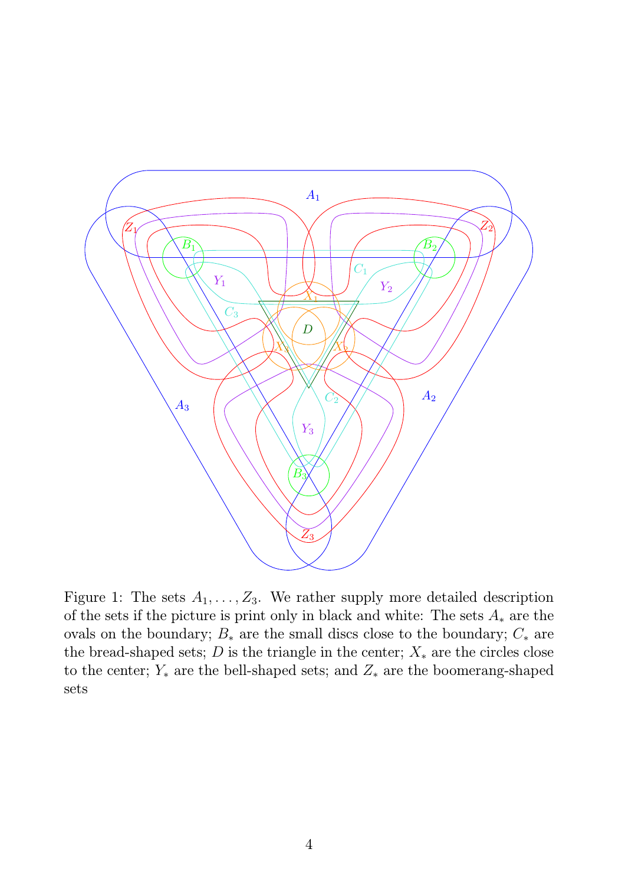Figure 1: The sets $A_1, \ldots, Z_3$. We rather supply more detailed description of the sets if the picture is print only in black and white: The sets $A_*$ are the ovals on the boundary; $B_*$ are the small discs close to the boundary; $C_*$ are the bread-shaped sets; $D$ is the triangle in the center; $X_*$ are the circles close to the center; $Y_*$ are the bell-shaped sets; and $Z_*$ are the boomerang-shaped sets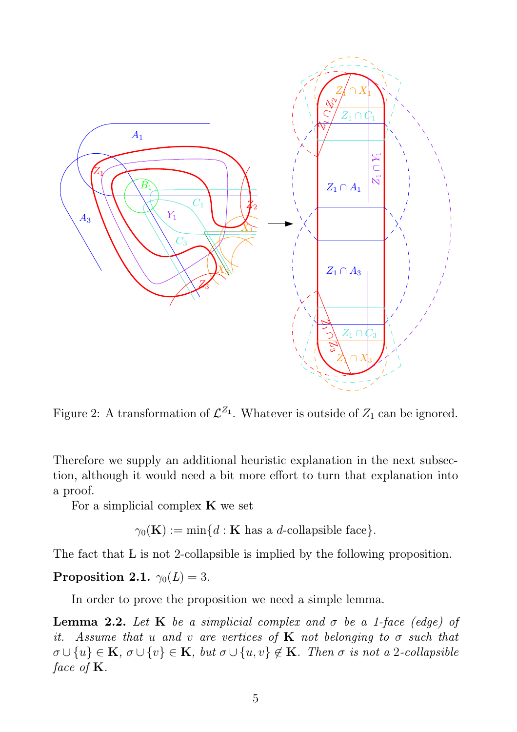Figure 2: A transformation of $\mathcal{L}^{Z_1}$. Whatever is outside of $Z_1$ can be ignored.

Therefore we supply an additional heuristic explanation in the next subsection, although it would need a bit more effort to turn that explanation into a proof.

For a simplicial complex $\mathbf{K}$ we set

$$\gamma_0(\mathbf{K}) := \min\{d : \mathbf{K} \text{ has a } d\text{-collapsible face}\}.$$

The fact that Ⱡ is not 2-collapsible is implied by the following proposition.

**Proposition 2.1.** *$\gamma_0(Ⱡ) = 3$.*

In order to prove the proposition we need a simple lemma.

**Lemma 2.2.** *Let $\mathbf{K}$ be a simplicial complex and $\sigma$ be a 1-face (edge) of it. Assume that $u$ and $v$ are vertices of $\mathbf{K}$ not belonging to $\sigma$ such that $\sigma \cup \{u\} \in \mathbf{K}$, $\sigma \cup \{v\} \in \mathbf{K}$, but $\sigma \cup \{u, v\} \notin \mathbf{K}$. Then $\sigma$ is not a 2-collapsible face of $\mathbf{K}$.*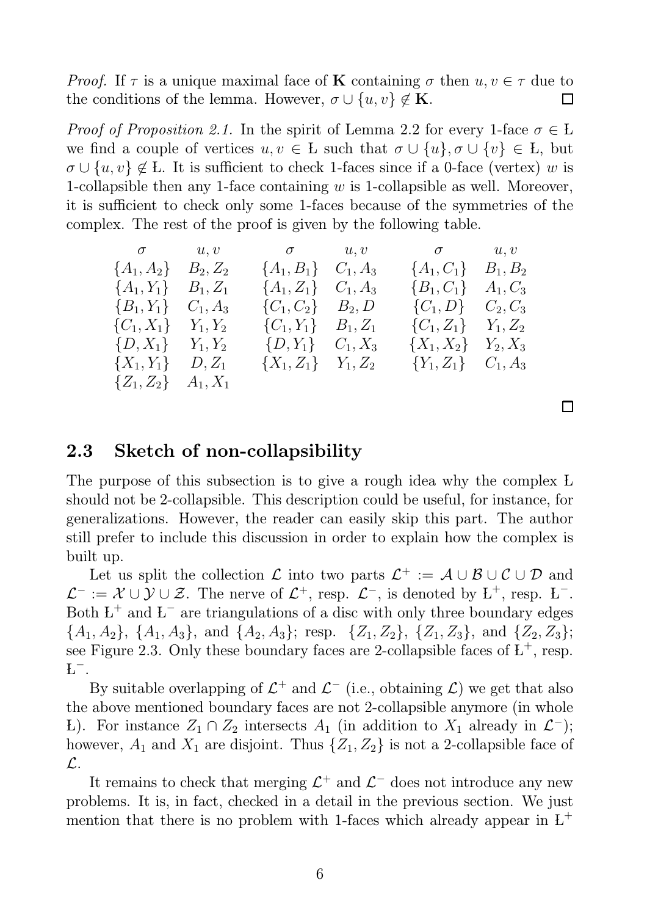*Proof.* If $\tau$ is a unique maximal face of $\mathbf{K}$ containing $\sigma$ then $u, v \in \tau$ due to the conditions of the lemma. However, $\sigma \cup \{u, v\} \notin \mathbf{K}$. □

*Proof of Proposition 2.1.* In the spirit of Lemma 2.2 for every 1-face $\sigma \in Ł$ we find a couple of vertices $u, v \in Ł$ such that $\sigma \cup \{u\}, \sigma \cup \{v\} \in Ł$, but $\sigma \cup \{u, v\} \notin Ł$. It is sufficient to check 1-faces since if a 0-face (vertex) $w$ is 1-collapsible then any 1-face containing $w$ is 1-collapsible as well. Moreover, it is sufficient to check only some 1-faces because of the symmetries of the complex. The rest of the proof is given by the following table.

| $\sigma$ | $u, v$ | $\sigma$ | $u, v$ | $\sigma$ | $u, v$ |
|---|---|---|---|---|---|
| $\{A_1, A_2\}$ | $B_2, Z_2$ | $\{A_1, B_1\}$ | $C_1, A_3$ | $\{A_1, C_1\}$ | $B_1, B_2$ |
| $\{A_1, Y_1\}$ | $B_1, Z_1$ | $\{A_1, Z_1\}$ | $C_1, A_3$ | $\{B_1, C_1\}$ | $A_1, C_3$ |
| $\{B_1, Y_1\}$ | $C_1, A_3$ | $\{C_1, C_2\}$ | $B_2, D$ | $\{C_1, D\}$ | $C_2, C_3$ |
| $\{C_1, X_1\}$ | $Y_1, Y_2$ | $\{C_1, Y_1\}$ | $B_1, Z_1$ | $\{C_1, Z_1\}$ | $Y_1, Z_2$ |
| $\{D, X_1\}$ | $Y_1, Y_2$ | $\{D, Y_1\}$ | $C_1, X_3$ | $\{X_1, X_2\}$ | $Y_2, X_3$ |
| $\{X_1, Y_1\}$ | $D, Z_1$ | $\{X_1, Z_1\}$ | $Y_1, Z_2$ | $\{Y_1, Z_1\}$ | $C_1, A_3$ |
| $\{Z_1, Z_2\}$ | $A_1, X_1$ | | | | |

□

## 2.3 Sketch of non-collapsibility

The purpose of this subsection is to give a rough idea why the complex Ł should not be 2-collapsible. This description could be useful, for instance, for generalizations. However, the reader can easily skip this part. The author still prefer to include this discussion in order to explain how the complex is built up.

Let us split the collection $\mathcal{L}$ into two parts $\mathcal{L}^+ := \mathcal{A} \cup \mathcal{B} \cup \mathcal{C} \cup \mathcal{D}$ and $\mathcal{L}^- := \mathcal{X} \cup \mathcal{Y} \cup \mathcal{Z}$. The nerve of $\mathcal{L}^+$, resp. $\mathcal{L}^-$, is denoted by $Ł^+$, resp. $Ł^-$. Both $Ł^+$ and $Ł^-$ are triangulations of a disc with only three boundary edges $\{A_1, A_2\}$, $\{A_1, A_3\}$, and $\{A_2, A_3\}$; resp. $\{Z_1, Z_2\}$, $\{Z_1, Z_3\}$, and $\{Z_2, Z_3\}$; see Figure 2.3. Only these boundary faces are 2-collapsible faces of $Ł^+$, resp. $Ł^-$.

By suitable overlapping of $\mathcal{L}^+$ and $\mathcal{L}^-$ (i.e., obtaining $\mathcal{L}$) we get that also the above mentioned boundary faces are not 2-collapsible anymore (in whole Ł). For instance $Z_1 \cap Z_2$ intersects $A_1$ (in addition to $X_1$ already in $\mathcal{L}^-$); however, $A_1$ and $X_1$ are disjoint. Thus $\{Z_1, Z_2\}$ is not a 2-collapsible face of $\mathcal{L}$.

It remains to check that merging $\mathcal{L}^+$ and $\mathcal{L}^-$ does not introduce any new problems. It is, in fact, checked in a detail in the previous section. We just mention that there is no problem with 1-faces which already appear in $Ł^+$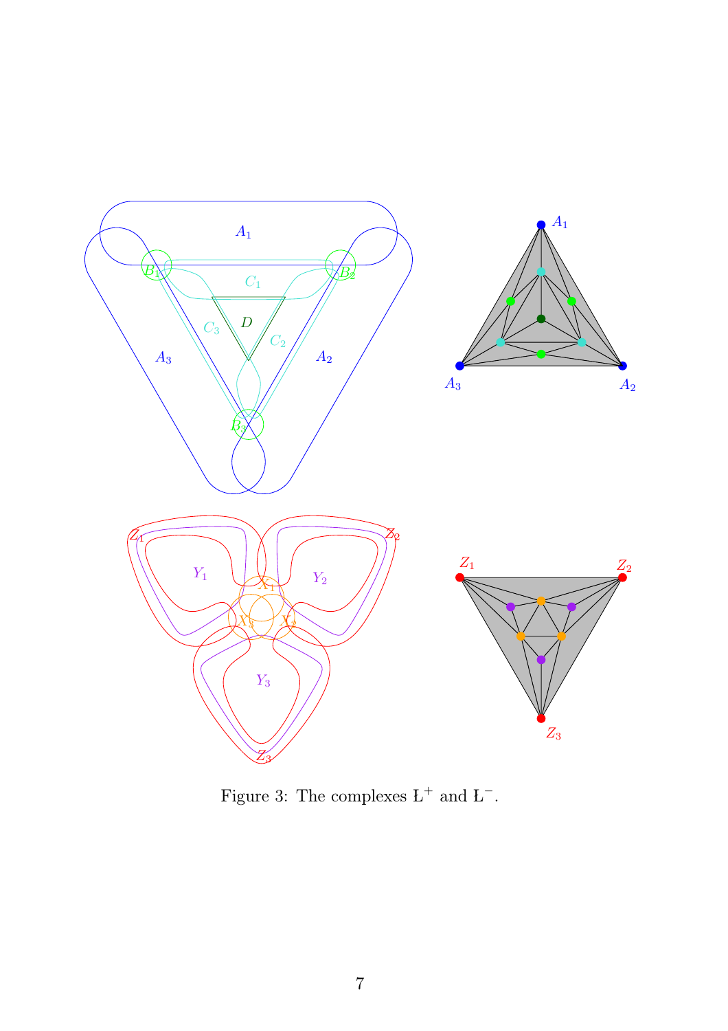Figure 3: The complexes Ł$^+$ and Ł$^-$.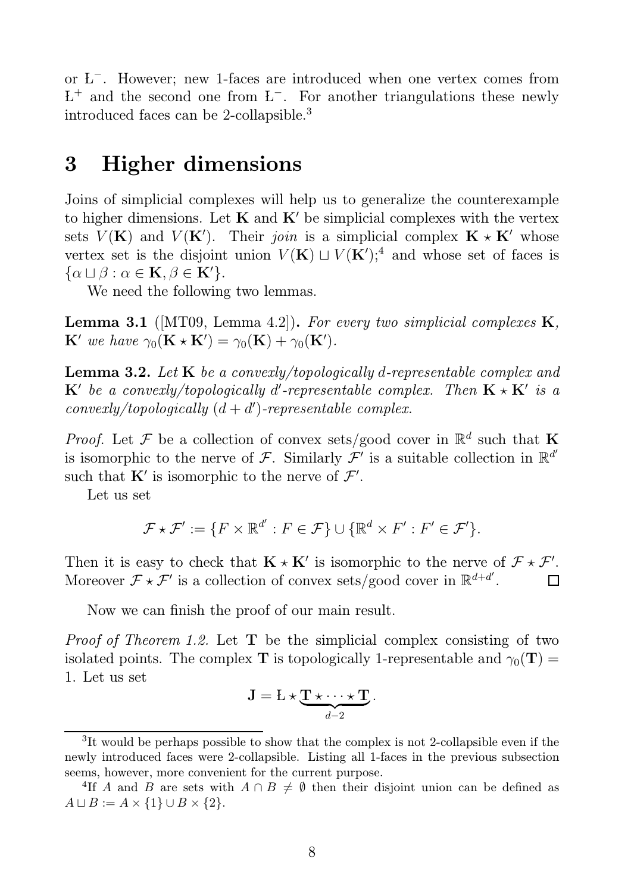or Ł$^-$. However; new 1-faces are introduced when one vertex comes from Ł$^+$ and the second one from Ł$^-$. For another triangulations these newly introduced faces can be 2-collapsible.[3]

# 3 Higher dimensions

Joins of simplicial complexes will help us to generalize the counterexample to higher dimensions. Let $\mathbf{K}$ and $\mathbf{K}'$ be simplicial complexes with the vertex sets $V(\mathbf{K})$ and $V(\mathbf{K}')$. Their *join* is a simplicial complex $\mathbf{K} \star \mathbf{K}'$ whose vertex set is the disjoint union $V(\mathbf{K}) \sqcup V(\mathbf{K}')$;[4] and whose set of faces is $\{\alpha \sqcup \beta : \alpha \in \mathbf{K}, \beta \in \mathbf{K}'\}$.

We need the following two lemmas.

**Lemma 3.1** ([MT09, Lemma 4.2])**.** *For every two simplicial complexes $\mathbf{K}$, $\mathbf{K}'$ we have $\gamma_0(\mathbf{K} \star \mathbf{K}') = \gamma_0(\mathbf{K}) + \gamma_0(\mathbf{K}')$.*

**Lemma 3.2.** *Let $\mathbf{K}$ be a convexly/topologically $d$-representable complex and $\mathbf{K}'$ be a convexly/topologically $d'$-representable complex. Then $\mathbf{K} \star \mathbf{K}'$ is a convexly/topologically $(d + d')$-representable complex.*

*Proof.* Let $\mathcal{F}$ be a collection of convex sets/good cover in $\mathbb{R}^d$ such that $\mathbf{K}$ is isomorphic to the nerve of $\mathcal{F}$. Similarly $\mathcal{F}'$ is a suitable collection in $\mathbb{R}^{d'}$ such that $\mathbf{K}'$ is isomorphic to the nerve of $\mathcal{F}'$.

Let us set

$$\mathcal{F} \star \mathcal{F}' := \{F \times \mathbb{R}^{d'} : F \in \mathcal{F}\} \cup \{\mathbb{R}^d \times F' : F' \in \mathcal{F}'\}.$$

Then it is easy to check that $\mathbf{K} \star \mathbf{K}'$ is isomorphic to the nerve of $\mathcal{F} \star \mathcal{F}'$. Moreover $\mathcal{F} \star \mathcal{F}'$ is a collection of convex sets/good cover in $\mathbb{R}^{d+d'}$. $\square$

Now we can finish the proof of our main result.

*Proof of Theorem 1.2.* Let $\mathbf{T}$ be the simplicial complex consisting of two isolated points. The complex $\mathbf{T}$ is topologically 1-representable and $\gamma_0(\mathbf{T}) = 1$. Let us set

$$\mathbf{J} = \text{Ł} \star \underbrace{\mathbf{T} \star \cdots \star \mathbf{T}}_{d-2}.$$

---

[3] It would be perhaps possible to show that the complex is not 2-collapsible even if the newly introduced faces were 2-collapsible. Listing all 1-faces in the previous subsection seems, however, more convenient for the current purpose.

[4] If $A$ and $B$ are sets with $A \cap B \neq \emptyset$ then their disjoint union can be defined as $A \sqcup B := A \times \{1\} \cup B \times \{2\}$.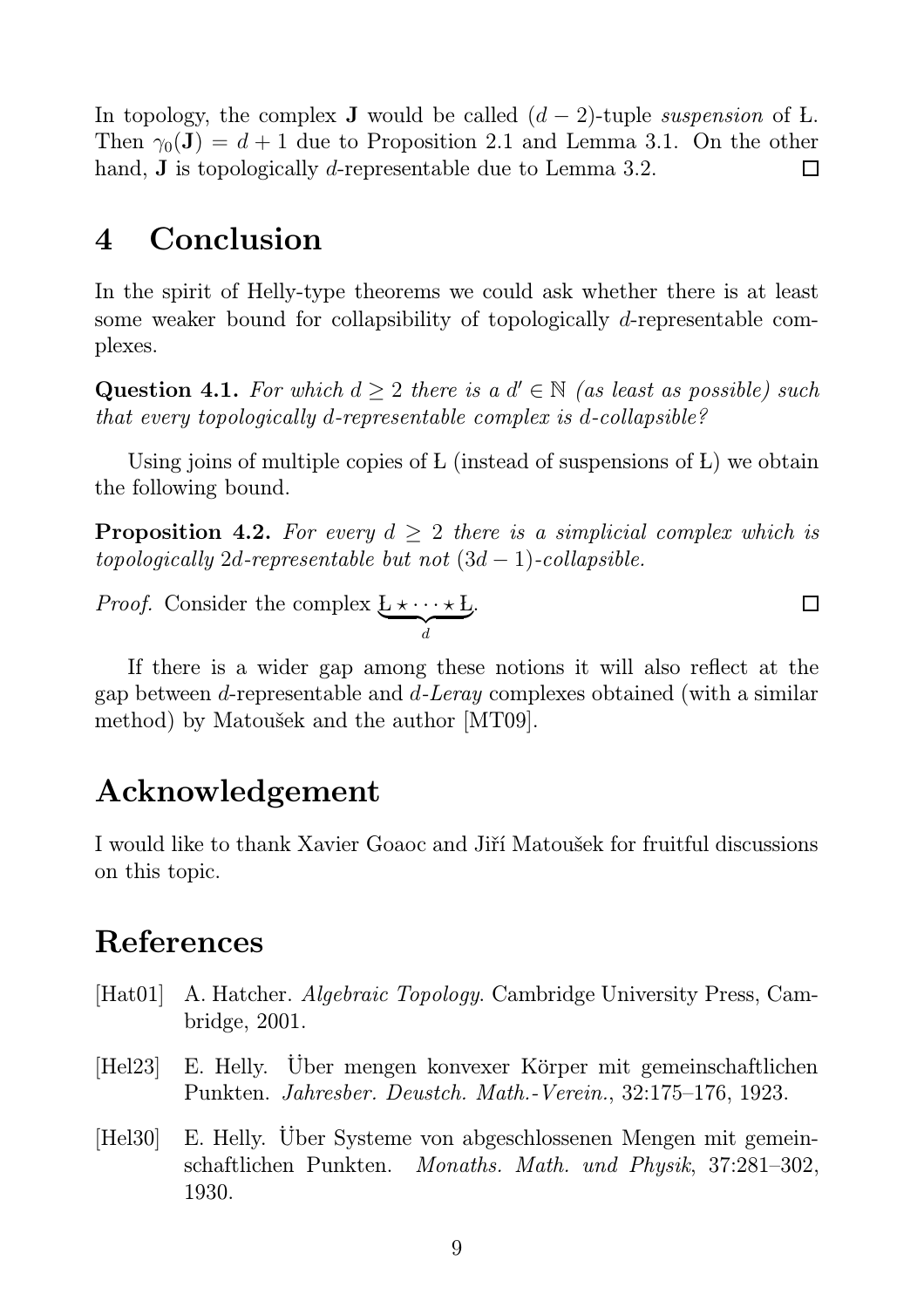In topology, the complex $\mathbf{J}$ would be called $(d-2)$-tuple *suspension* of Ł. Then $\gamma_0(\mathbf{J}) = d+1$ due to Proposition 2.1 and Lemma 3.1. On the other hand, $\mathbf{J}$ is topologically $d$-representable due to Lemma 3.2. □

# 4 Conclusion

In the spirit of Helly-type theorems we could ask whether there is at least some weaker bound for collapsibility of topologically $d$-representable complexes.

**Question 4.1.** *For which $d \geq 2$ there is a $d' \in \mathbb{N}$ (as least as possible) such that every topologically $d$-representable complex is $d$-collapsible?*

Using joins of multiple copies of Ł (instead of suspensions of Ł) we obtain the following bound.

**Proposition 4.2.** *For every $d \geq 2$ there is a simplicial complex which is topologically $2d$-representable but not $(3d-1)$-collapsible.*

*Proof.* Consider the complex $\underbrace{\text{Ł} \star \cdots \star \text{Ł}}_{d}$. □

If there is a wider gap among these notions it will also reflect at the gap between $d$-representable and $d$-*Leray* complexes obtained (with a similar method) by Matoušek and the author [MT09].

# Acknowledgement

I would like to thank Xavier Goaoc and Jiří Matoušek for fruitful discussions on this topic.

# References

[Hat01] A. Hatcher. *Algebraic Topology*. Cambridge University Press, Cambridge, 2001.

[Hel23] E. Helly. Über mengen konvexer Körper mit gemeinschaftlichen Punkten. *Jahresber. Deustch. Math.-Verein.*, 32:175–176, 1923.

[Hel30] E. Helly. Über Systeme von abgeschlossenen Mengen mit gemeinschaftlichen Punkten. *Monaths. Math. und Physik*, 37:281–302, 1930.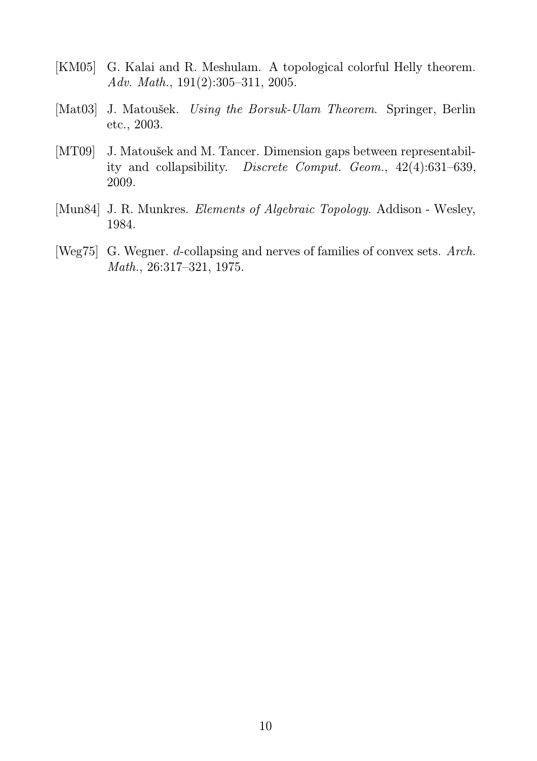[KM05] G. Kalai and R. Meshulam. A topological colorful Helly theorem. *Adv. Math.*, 191(2):305–311, 2005.

[Mat03] J. Matoušek. *Using the Borsuk-Ulam Theorem.* Springer, Berlin etc., 2003.

[MT09] J. Matoušek and M. Tancer. Dimension gaps between representability and collapsibility. *Discrete Comput. Geom.*, 42(4):631–639, 2009.

[Mun84] J. R. Munkres. *Elements of Algebraic Topology.* Addison - Wesley, 1984.

[Weg75] G. Wegner. $d$-collapsing and nerves of families of convex sets. *Arch. Math.*, 26:317–321, 1975.